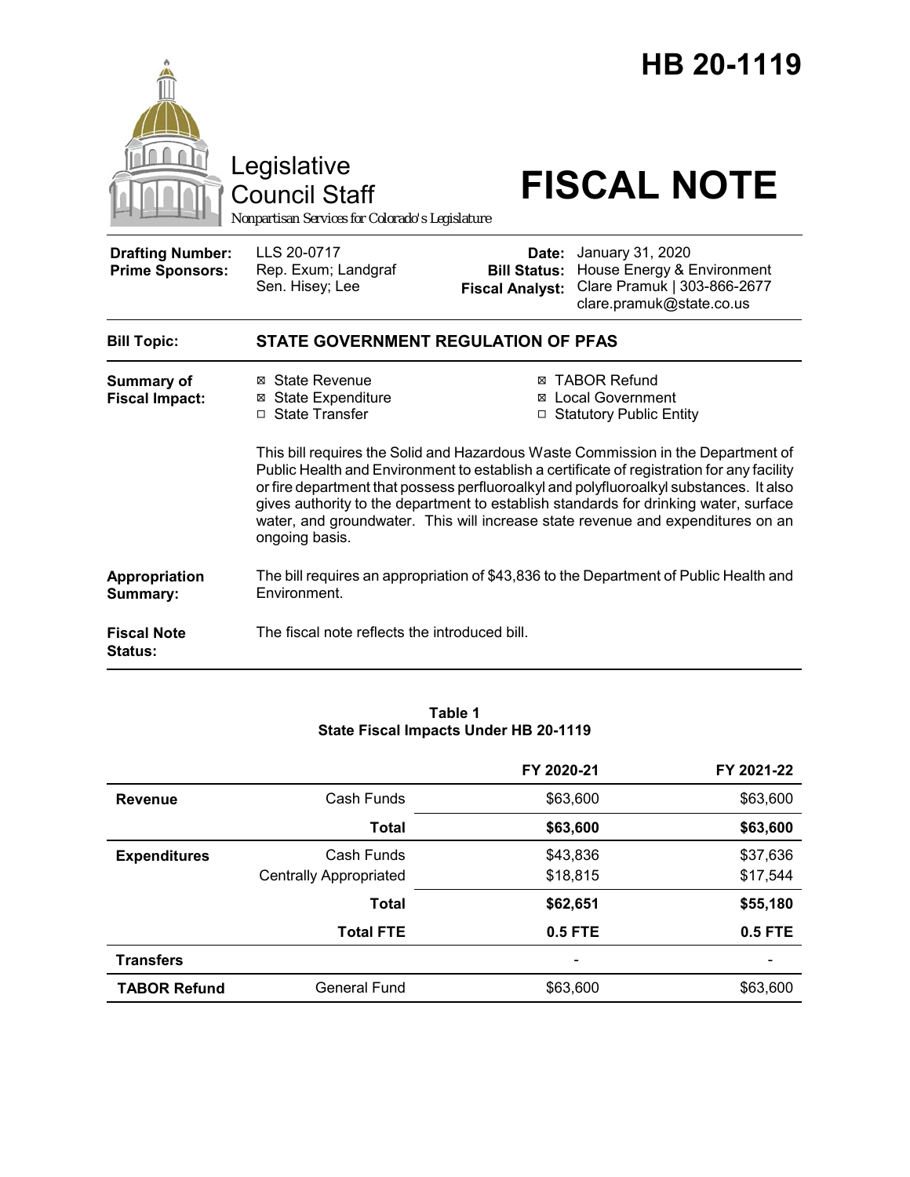# HB 20-1119

Legislative Council Staff

*Nonpartisan Services for Colorado's Legislature*

# FISCAL NOTE

| | | | |
|---|---|---|---|
| **Drafting Number:** | LLS 20-0717 | **Date:** | January 31, 2020 |
| **Prime Sponsors:** | Rep. Exum; Landgraf<br>Sen. Hisey; Lee | **Bill Status:** | House Energy & Environment |
| | | **Fiscal Analyst:** | Clare Pramuk \| 303-866-2677<br>clare.pramuk@state.co.us |

**Bill Topic:** **STATE GOVERNMENT REGULATION OF PFAS**

**Summary of Fiscal Impact:**

- ☒ State Revenue
- ☒ State Expenditure
- ☐ State Transfer
- ☒ TABOR Refund
- ☒ Local Government
- ☐ Statutory Public Entity

This bill requires the Solid and Hazardous Waste Commission in the Department of Public Health and Environment to establish a certificate of registration for any facility or fire department that possess perfluoroalkyl and polyfluoroalkyl substances. It also gives authority to the department to establish standards for drinking water, surface water, and groundwater. This will increase state revenue and expenditures on an ongoing basis.

**Appropriation Summary:** The bill requires an appropriation of $43,836 to the Department of Public Health and Environment.

**Fiscal Note Status:** The fiscal note reflects the introduced bill.

**Table 1**
**State Fiscal Impacts Under HB 20-1119**

| | | FY 2020-21 | FY 2021-22 |
|---|---|---|---|
| **Revenue** | Cash Funds | $63,600 | $63,600 |
| | **Total** | **$63,600** | **$63,600** |
| **Expenditures** | Cash Funds | $43,836 | $37,636 |
| | Centrally Appropriated | $18,815 | $17,544 |
| | **Total** | **$62,651** | **$55,180** |
| | **Total FTE** | **0.5 FTE** | **0.5 FTE** |
| **Transfers** | | - | - |
| **TABOR Refund** | General Fund | $63,600 | $63,600 |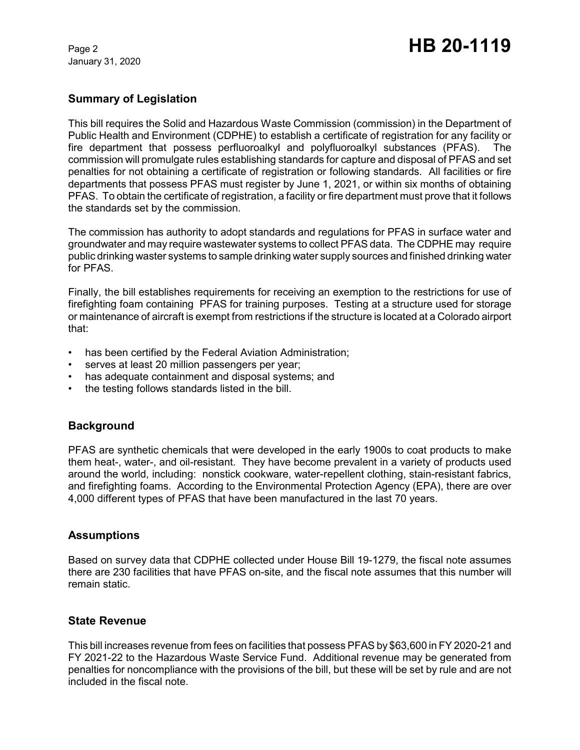## Summary of Legislation

This bill requires the Solid and Hazardous Waste Commission (commission) in the Department of Public Health and Environment (CDPHE) to establish a certificate of registration for any facility or fire department that possess perfluoroalkyl and polyfluoroalkyl substances (PFAS). The commission will promulgate rules establishing standards for capture and disposal of PFAS and set penalties for not obtaining a certificate of registration or following standards. All facilities or fire departments that possess PFAS must register by June 1, 2021, or within six months of obtaining PFAS. To obtain the certificate of registration, a facility or fire department must prove that it follows the standards set by the commission.

The commission has authority to adopt standards and regulations for PFAS in surface water and groundwater and may require wastewater systems to collect PFAS data. The CDPHE may require public drinking waster systems to sample drinking water supply sources and finished drinking water for PFAS.

Finally, the bill establishes requirements for receiving an exemption to the restrictions for use of firefighting foam containing PFAS for training purposes. Testing at a structure used for storage or maintenance of aircraft is exempt from restrictions if the structure is located at a Colorado airport that:

- has been certified by the Federal Aviation Administration;
- serves at least 20 million passengers per year;
- has adequate containment and disposal systems; and
- the testing follows standards listed in the bill.

## Background

PFAS are synthetic chemicals that were developed in the early 1900s to coat products to make them heat-, water-, and oil-resistant. They have become prevalent in a variety of products used around the world, including: nonstick cookware, water-repellent clothing, stain-resistant fabrics, and firefighting foams. According to the Environmental Protection Agency (EPA), there are over 4,000 different types of PFAS that have been manufactured in the last 70 years.

## Assumptions

Based on survey data that CDPHE collected under House Bill 19-1279, the fiscal note assumes there are 230 facilities that have PFAS on-site, and the fiscal note assumes that this number will remain static.

## State Revenue

This bill increases revenue from fees on facilities that possess PFAS by $63,600 in FY 2020-21 and FY 2021-22 to the Hazardous Waste Service Fund. Additional revenue may be generated from penalties for noncompliance with the provisions of the bill, but these will be set by rule and are not included in the fiscal note.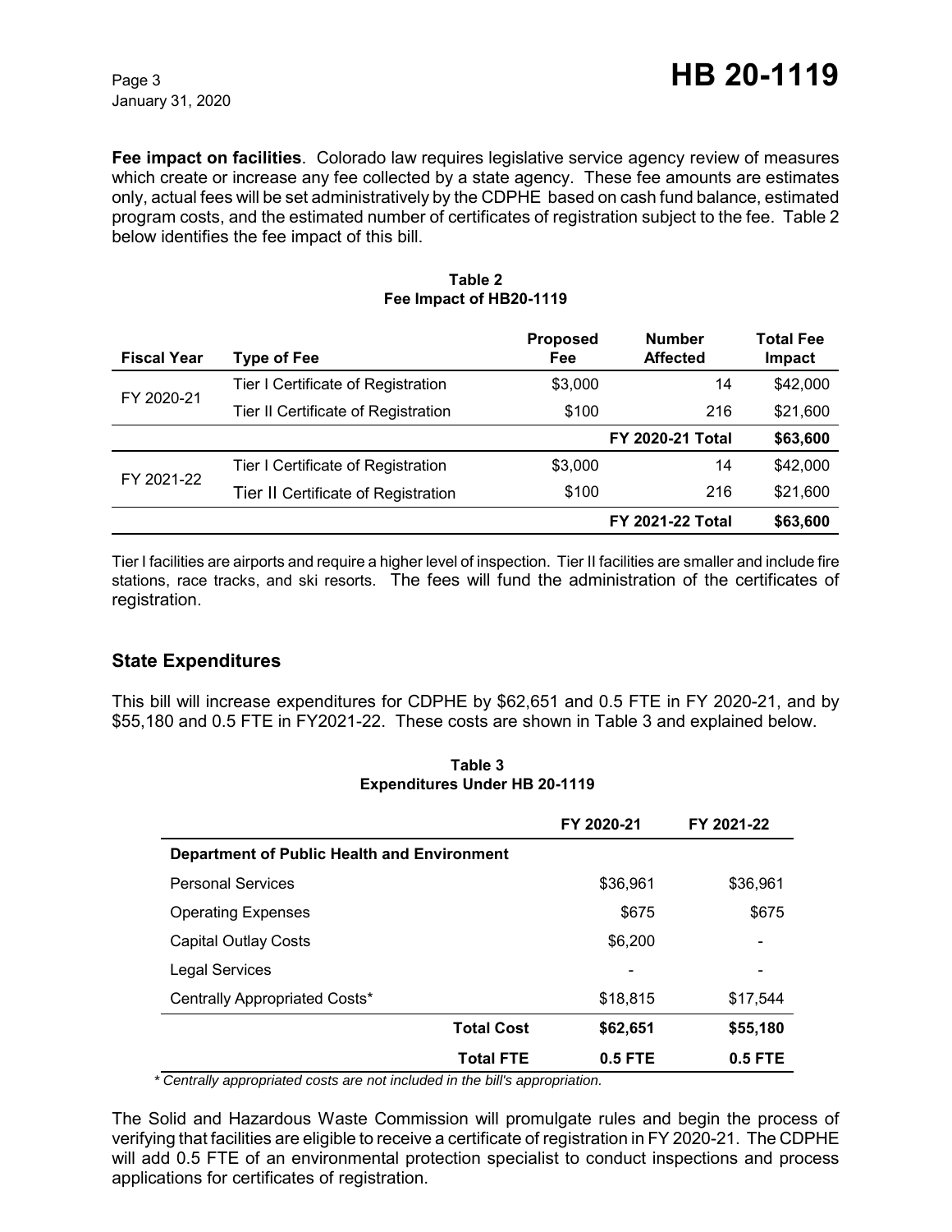**Fee impact on facilities**. Colorado law requires legislative service agency review of measures which create or increase any fee collected by a state agency. These fee amounts are estimates only, actual fees will be set administratively by the CDPHE based on cash fund balance, estimated program costs, and the estimated number of certificates of registration subject to the fee. Table 2 below identifies the fee impact of this bill.

**Table 2**
**Fee Impact of HB20-1119**

| Fiscal Year | Type of Fee | Proposed Fee | Number Affected | Total Fee Impact |
|---|---|---|---|---|
| FY 2020-21 | Tier I Certificate of Registration | $3,000 | 14 | $42,000 |
| | Tier II Certificate of Registration | $100 | 216 | $21,600 |
| | | | **FY 2020-21 Total** | **$63,600** |
| FY 2021-22 | Tier I Certificate of Registration | $3,000 | 14 | $42,000 |
| | Tier II Certificate of Registration | $100 | 216 | $21,600 |
| | | | **FY 2021-22 Total** | **$63,600** |

Tier I facilities are airports and require a higher level of inspection. Tier II facilities are smaller and include fire stations, race tracks, and ski resorts. The fees will fund the administration of the certificates of registration.

## State Expenditures

This bill will increase expenditures for CDPHE by $62,651 and 0.5 FTE in FY 2020-21, and by $55,180 and 0.5 FTE in FY2021-22. These costs are shown in Table 3 and explained below.

**Table 3**
**Expenditures Under HB 20-1119**

| | FY 2020-21 | FY 2021-22 |
|---|---|---|
| **Department of Public Health and Environment** | | |
| Personal Services | $36,961 | $36,961 |
| Operating Expenses | $675 | $675 |
| Capital Outlay Costs | $6,200 | - |
| Legal Services | - | - |
| Centrally Appropriated Costs* | $18,815 | $17,544 |
| **Total Cost** | **$62,651** | **$55,180** |
| **Total FTE** | **0.5 FTE** | **0.5 FTE** |

*\* Centrally appropriated costs are not included in the bill's appropriation.*

The Solid and Hazardous Waste Commission will promulgate rules and begin the process of verifying that facilities are eligible to receive a certificate of registration in FY 2020-21. The CDPHE will add 0.5 FTE of an environmental protection specialist to conduct inspections and process applications for certificates of registration.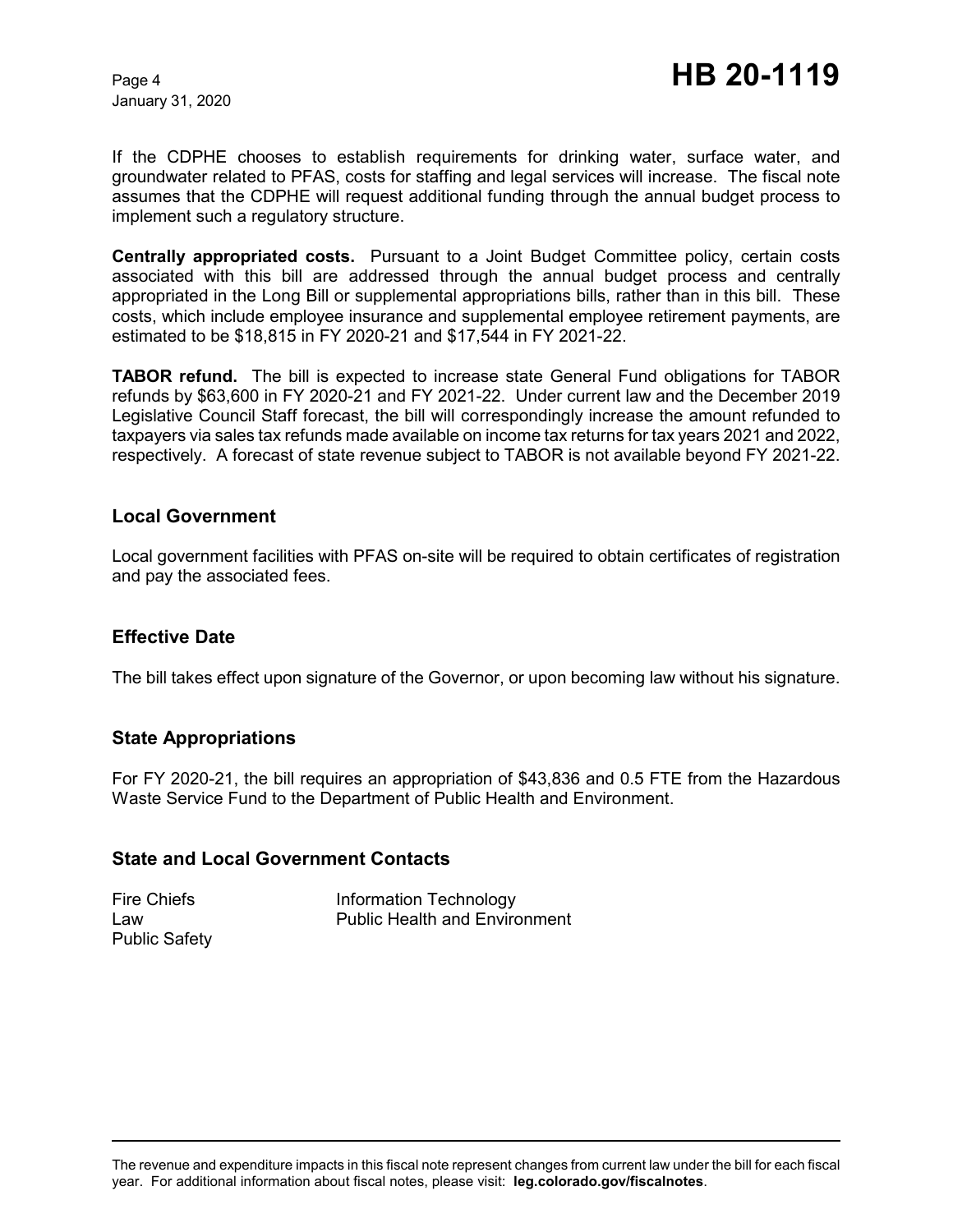If the CDPHE chooses to establish requirements for drinking water, surface water, and groundwater related to PFAS, costs for staffing and legal services will increase. The fiscal note assumes that the CDPHE will request additional funding through the annual budget process to implement such a regulatory structure.

**Centrally appropriated costs.** Pursuant to a Joint Budget Committee policy, certain costs associated with this bill are addressed through the annual budget process and centrally appropriated in the Long Bill or supplemental appropriations bills, rather than in this bill. These costs, which include employee insurance and supplemental employee retirement payments, are estimated to be $18,815 in FY 2020-21 and $17,544 in FY 2021-22.

**TABOR refund.** The bill is expected to increase state General Fund obligations for TABOR refunds by $63,600 in FY 2020-21 and FY 2021-22. Under current law and the December 2019 Legislative Council Staff forecast, the bill will correspondingly increase the amount refunded to taxpayers via sales tax refunds made available on income tax returns for tax years 2021 and 2022, respectively. A forecast of state revenue subject to TABOR is not available beyond FY 2021-22.

## Local Government

Local government facilities with PFAS on-site will be required to obtain certificates of registration and pay the associated fees.

## Effective Date

The bill takes effect upon signature of the Governor, or upon becoming law without his signature.

## State Appropriations

For FY 2020-21, the bill requires an appropriation of $43,836 and 0.5 FTE from the Hazardous Waste Service Fund to the Department of Public Health and Environment.

## State and Local Government Contacts

| | |
|---|---|
| Fire Chiefs | Information Technology |
| Law | Public Health and Environment |
| Public Safety | |

The revenue and expenditure impacts in this fiscal note represent changes from current law under the bill for each fiscal year. For additional information about fiscal notes, please visit: **leg.colorado.gov/fiscalnotes**.